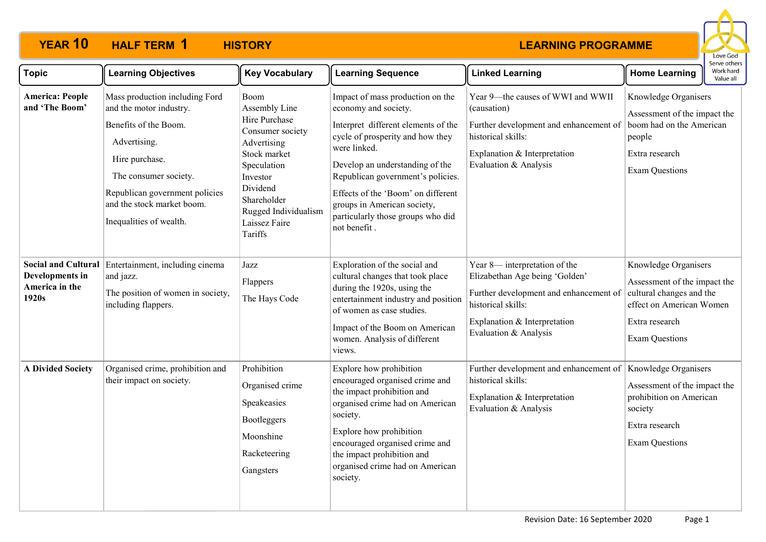# YEAR 10 HALF TERM 1 HISTORY LEARNING PROGRAMME

| Topic | Learning Objectives | Key Vocabulary | Learning Sequence | Linked Learning | Home Learning |
|---|---|---|---|---|---|
| **America: People and 'The Boom'** | Mass production including Ford and the motor industry.<br>Benefits of the Boom.<br>Advertising.<br>Hire purchase.<br>The consumer society.<br>Republican government policies and the stock market boom.<br>Inequalities of wealth. | Boom<br>Assembly Line<br>Hire Purchase<br>Consumer society<br>Advertising<br>Stock market<br>Speculation<br>Investor<br>Dividend<br>Shareholder<br>Rugged Individualism<br>Laissez Faire<br>Tariffs | Impact of mass production on the economy and society.<br>Interpret different elements of the cycle of prosperity and how they were linked.<br>Develop an understanding of the Republican government's policies.<br>Effects of the 'Boom' on different groups in American society, particularly those groups who did not benefit . | Year 9—the causes of WWI and WWII (causation)<br>Further development and enhancement of historical skills:<br>Explanation & Interpretation<br>Evaluation & Analysis | Knowledge Organisers<br>Assessment of the impact the boom had on the American people<br>Extra research<br>Exam Questions |
| **Social and Cultural Developments in America in the 1920s** | Entertainment, including cinema and jazz.<br>The position of women in society, including flappers. | Jazz<br>Flappers<br>The Hays Code | Exploration of the social and cultural changes that took place during the 1920s, using the entertainment industry and position of women as case studies.<br>Impact of the Boom on American women. Analysis of different views. | Year 8— interpretation of the Elizabethan Age being 'Golden'<br>Further development and enhancement of historical skills:<br>Explanation & Interpretation<br>Evaluation & Analysis | Knowledge Organisers<br>Assessment of the impact the cultural changes and the effect on American Women<br>Extra research<br>Exam Questions |
| **A Divided Society** | Organised crime, prohibition and their impact on society. | Prohibition<br>Organised crime<br>Speakeasies<br>Bootleggers<br>Moonshine<br>Racketeering<br>Gangsters | Explore how prohibition encouraged organised crime and the impact prohibition and organised crime had on American society.<br>Explore how prohibition encouraged organised crime and the impact prohibition and organised crime had on American society. | Further development and enhancement of historical skills:<br>Explanation & Interpretation<br>Evaluation & Analysis | Knowledge Organisers<br>Assessment of the impact the prohibition on American society<br>Extra research<br>Exam Questions |

Revision Date: 16 September 2020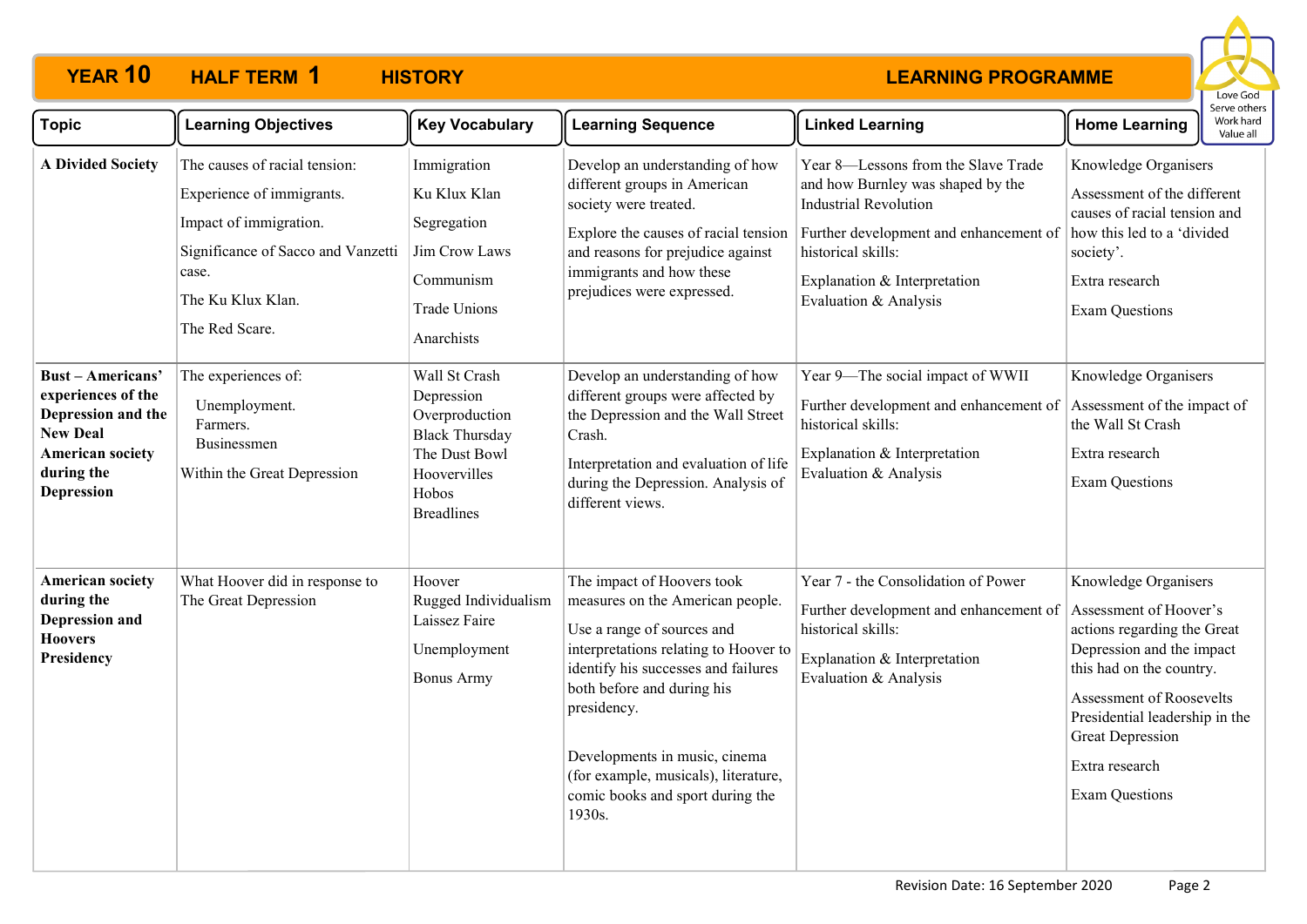# YEAR 10 HALF TERM 1 HISTORY LEARNING PROGRAMME

Love God
Serve others
Work hard
Value all

| Topic | Learning Objectives | Key Vocabulary | Learning Sequence | Linked Learning | Home Learning |
|---|---|---|---|---|---|
| **A Divided Society** | The causes of racial tension:<br><br>Experience of immigrants.<br><br>Impact of immigration.<br><br>Significance of Sacco and Vanzetti case.<br><br>The Ku Klux Klan.<br><br>The Red Scare. | Immigration<br><br>Ku Klux Klan<br><br>Segregation<br><br>Jim Crow Laws<br><br>Communism<br><br>Trade Unions<br><br>Anarchists | Develop an understanding of how different groups in American society were treated.<br><br>Explore the causes of racial tension and reasons for prejudice against immigrants and how these prejudices were expressed. | Year 8—Lessons from the Slave Trade and how Burnley was shaped by the Industrial Revolution<br><br>Further development and enhancement of historical skills:<br><br>Explanation & Interpretation<br>Evaluation & Analysis | Knowledge Organisers<br><br>Assessment of the different causes of racial tension and how this led to a 'divided society'.<br><br>Extra research<br><br>Exam Questions |
| **Bust – Americans' experiences of the Depression and the New Deal American society during the Depression** | The experiences of:<br><br>Unemployment.<br>Farmers.<br>Businessmen<br><br>Within the Great Depression | Wall St Crash<br>Depression<br>Overproduction<br>Black Thursday<br>The Dust Bowl<br>Hoovervilles<br>Hobos<br>Breadlines | Develop an understanding of how different groups were affected by the Depression and the Wall Street Crash.<br><br>Interpretation and evaluation of life during the Depression. Analysis of different views. | Year 9—The social impact of WWII<br><br>Further development and enhancement of historical skills:<br><br>Explanation & Interpretation<br>Evaluation & Analysis | Knowledge Organisers<br><br>Assessment of the impact of the Wall St Crash<br><br>Extra research<br><br>Exam Questions |
| **American society during the Depression and Hoovers Presidency** | What Hoover did in response to The Great Depression | Hoover<br>Rugged Individualism<br>Laissez Faire<br><br>Unemployment<br><br>Bonus Army | The impact of Hoovers took measures on the American people.<br><br>Use a range of sources and interpretations relating to Hoover to identify his successes and failures both before and during his presidency.<br><br>Developments in music, cinema (for example, musicals), literature, comic books and sport during the 1930s. | Year 7 - the Consolidation of Power<br><br>Further development and enhancement of historical skills:<br><br>Explanation & Interpretation<br>Evaluation & Analysis | Knowledge Organisers<br><br>Assessment of Hoover's actions regarding the Great Depression and the impact this had on the country.<br><br>Assessment of Roosevelts Presidential leadership in the Great Depression<br><br>Extra research<br><br>Exam Questions |

Revision Date: 16 September 2020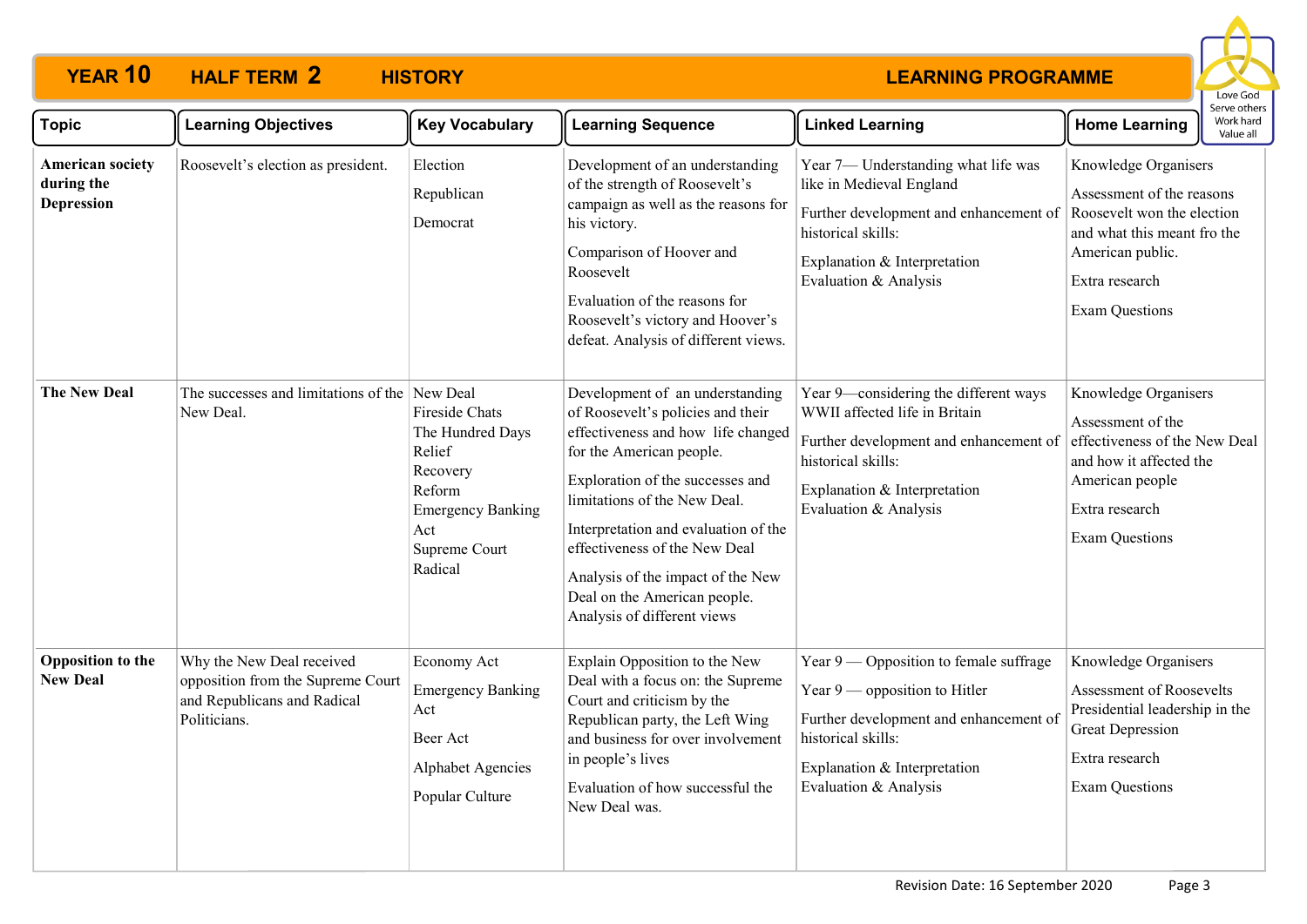**YEAR 10　HALF TERM 2　HISTORY　LEARNING PROGRAMME**

| Topic | Learning Objectives | Key Vocabulary | Learning Sequence | Linked Learning | Home Learning |
|---|---|---|---|---|---|
| **American society during the Depression** | Roosevelt's election as president. | Election<br>Republican<br>Democrat | Development of an understanding of the strength of Roosevelt's campaign as well as the reasons for his victory.<br>Comparison of Hoover and Roosevelt<br>Evaluation of the reasons for Roosevelt's victory and Hoover's defeat. Analysis of different views. | Year 7— Understanding what life was like in Medieval England<br>Further development and enhancement of historical skills:<br>Explanation & Interpretation<br>Evaluation & Analysis | Knowledge Organisers<br>Assessment of the reasons Roosevelt won the election and what this meant fro the American public.<br>Extra research<br>Exam Questions |
| **The New Deal** | The successes and limitations of the New Deal. | New Deal<br>Fireside Chats<br>The Hundred Days<br>Relief<br>Recovery<br>Reform<br>Emergency Banking Act<br>Supreme Court<br>Radical | Development of an understanding of Roosevelt's policies and their effectiveness and how life changed for the American people.<br>Exploration of the successes and limitations of the New Deal.<br>Interpretation and evaluation of the effectiveness of the New Deal<br>Analysis of the impact of the New Deal on the American people. Analysis of different views | Year 9—considering the different ways WWII affected life in Britain<br>Further development and enhancement of historical skills:<br>Explanation & Interpretation<br>Evaluation & Analysis | Knowledge Organisers<br>Assessment of the effectiveness of the New Deal and how it affected the American people<br>Extra research<br>Exam Questions |
| **Opposition to the New Deal** | Why the New Deal received opposition from the Supreme Court and Republicans and Radical Politicians. | Economy Act<br>Emergency Banking Act<br>Beer Act<br>Alphabet Agencies<br>Popular Culture | Explain Opposition to the New Deal with a focus on: the Supreme Court and criticism by the Republican party, the Left Wing and business for over involvement in people's lives<br>Evaluation of how successful the New Deal was. | Year 9 — Opposition to female suffrage<br>Year 9 — opposition to Hitler<br>Further development and enhancement of historical skills:<br>Explanation & Interpretation<br>Evaluation & Analysis | Knowledge Organisers<br>Assessment of Roosevelts Presidential leadership in the Great Depression<br>Extra research<br>Exam Questions |

Revision Date: 16 September 2020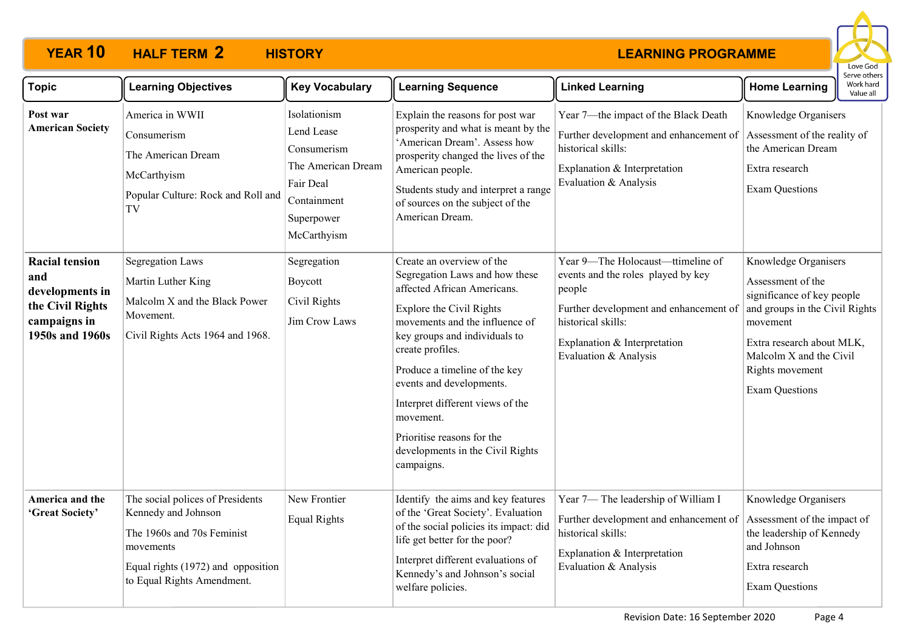# YEAR 10 HALF TERM 2 HISTORY LEARNING PROGRAMME

Love God
Serve others
Work hard
Value all

| Topic | Learning Objectives | Key Vocabulary | Learning Sequence | Linked Learning | Home Learning |
|---|---|---|---|---|---|
| **Post war American Society** | America in WWII<br>Consumerism<br>The American Dream<br>McCarthyism<br>Popular Culture: Rock and Roll and TV | Isolationism<br>Lend Lease<br>Consumerism<br>The American Dream<br>Fair Deal<br>Containment<br>Superpower<br>McCarthyism | Explain the reasons for post war prosperity and what is meant by the 'American Dream'. Assess how prosperity changed the lives of the American people.<br>Students study and interpret a range of sources on the subject of the American Dream. | Year 7—the impact of the Black Death<br>Further development and enhancement of historical skills:<br>Explanation & Interpretation<br>Evaluation & Analysis | Knowledge Organisers<br>Assessment of the reality of the American Dream<br>Extra research<br>Exam Questions |
| **Racial tension and developments in the Civil Rights campaigns in 1950s and 1960s** | Segregation Laws<br>Martin Luther King<br>Malcolm X and the Black Power Movement.<br>Civil Rights Acts 1964 and 1968. | Segregation<br>Boycott<br>Civil Rights<br>Jim Crow Laws | Create an overview of the Segregation Laws and how these affected African Americans.<br>Explore the Civil Rights movements and the influence of key groups and individuals to create profiles.<br>Produce a timeline of the key events and developments.<br>Interpret different views of the movement.<br>Prioritise reasons for the developments in the Civil Rights campaigns. | Year 9—The Holocaust—ttimeline of events and the roles played by key people<br>Further development and enhancement of historical skills:<br>Explanation & Interpretation<br>Evaluation & Analysis | Knowledge Organisers<br>Assessment of the significance of key people and groups in the Civil Rights movement<br>Extra research about MLK, Malcolm X and the Civil Rights movement<br>Exam Questions |
| **America and the 'Great Society'** | The social polices of Presidents Kennedy and Johnson<br>The 1960s and 70s Feminist movements<br>Equal rights (1972) and opposition to Equal Rights Amendment. | New Frontier<br>Equal Rights | Identify the aims and key features of the 'Great Society'. Evaluation of the social policies its impact: did life get better for the poor?<br>Interpret different evaluations of Kennedy's and Johnson's social welfare policies. | Year 7— The leadership of William I<br>Further development and enhancement of historical skills:<br>Explanation & Interpretation<br>Evaluation & Analysis | Knowledge Organisers<br>Assessment of the impact of the leadership of Kennedy and Johnson<br>Extra research<br>Exam Questions |

Revision Date: 16 September 2020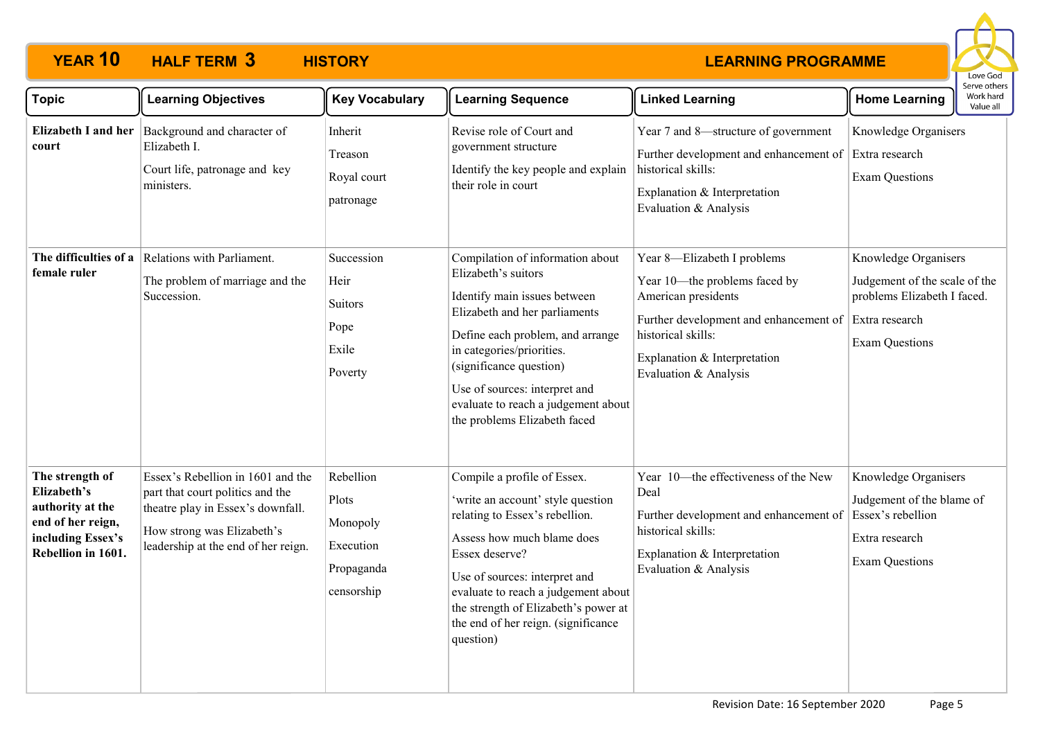**YEAR 10 HALF TERM 3 HISTORY LEARNING PROGRAMME**

| Topic | Learning Objectives | Key Vocabulary | Learning Sequence | Linked Learning | Home Learning |
|---|---|---|---|---|---|
| **Elizabeth I and her court** | Background and character of Elizabeth I.<br>Court life, patronage and key ministers. | Inherit<br>Treason<br>Royal court<br>patronage | Revise role of Court and government structure<br>Identify the key people and explain their role in court | Year 7 and 8—structure of government<br>Further development and enhancement of historical skills:<br>Explanation & Interpretation<br>Evaluation & Analysis | Knowledge Organisers<br>Extra research<br>Exam Questions |
| **The difficulties of a female ruler** | Relations with Parliament.<br>The problem of marriage and the Succession. | Succession<br>Heir<br>Suitors<br>Pope<br>Exile<br>Poverty | Compilation of information about Elizabeth's suitors<br>Identify main issues between Elizabeth and her parliaments<br>Define each problem, and arrange in categories/priorities. (significance question)<br>Use of sources: interpret and evaluate to reach a judgement about the problems Elizabeth faced | Year 8—Elizabeth I problems<br>Year 10—the problems faced by American presidents<br>Further development and enhancement of historical skills:<br>Explanation & Interpretation<br>Evaluation & Analysis | Knowledge Organisers<br>Judgement of the scale of the problems Elizabeth I faced.<br>Extra research<br>Exam Questions |
| **The strength of Elizabeth's authority at the end of her reign, including Essex's Rebellion in 1601.** | Essex's Rebellion in 1601 and the part that court politics and the theatre play in Essex's downfall.<br>How strong was Elizabeth's leadership at the end of her reign. | Rebellion<br>Plots<br>Monopoly<br>Execution<br>Propaganda<br>censorship | Compile a profile of Essex.<br>'write an account' style question relating to Essex's rebellion.<br>Assess how much blame does Essex deserve?<br>Use of sources: interpret and evaluate to reach a judgement about the strength of Elizabeth's power at the end of her reign. (significance question) | Year 10—the effectiveness of the New Deal<br>Further development and enhancement of historical skills:<br>Explanation & Interpretation<br>Evaluation & Analysis | Knowledge Organisers<br>Judgement of the blame of Essex's rebellion<br>Extra research<br>Exam Questions |

Revision Date: 16 September 2020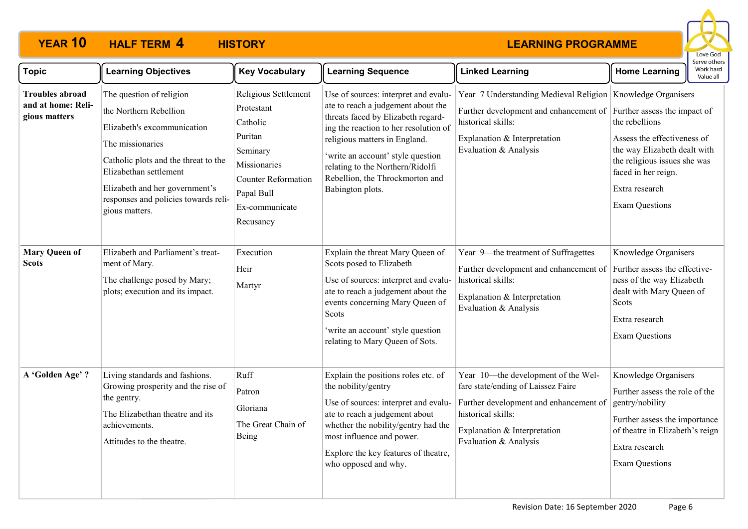# YEAR 10 HALF TERM 4 HISTORY LEARNING PROGRAMME

Love God Serve others Work hard Value all

| Topic | Learning Objectives | Key Vocabulary | Learning Sequence | Linked Learning | Home Learning |
|---|---|---|---|---|---|
| **Troubles abroad and at home: Religious matters** | The question of religion<br>the Northern Rebellion<br>Elizabeth's excommunication<br>The missionaries<br>Catholic plots and the threat to the Elizabethan settlement<br>Elizabeth and her government's responses and policies towards religious matters. | Religious Settlement<br>Protestant<br>Catholic<br>Puritan<br>Seminary<br>Missionaries<br>Counter Reformation<br>Papal Bull<br>Ex-communicate<br>Recusancy | Use of sources: interpret and evaluate to reach a judgement about the threats faced by Elizabeth regarding the reaction to her resolution of religious matters in England.<br>'write an account' style question relating to the Northern/Ridolfi Rebellion, the Throckmorton and Babington plots. | Year 7 Understanding Medieval Religion<br>Further development and enhancement of historical skills:<br>Explanation & Interpretation<br>Evaluation & Analysis | Knowledge Organisers<br>Further assess the impact of the rebellions<br>Assess the effectiveness of the way Elizabeth dealt with the religious issues she was faced in her reign.<br>Extra research<br>Exam Questions |
| **Mary Queen of Scots** | Elizabeth and Parliament's treatment of Mary.<br>The challenge posed by Mary; plots; execution and its impact. | Execution<br>Heir<br>Martyr | Explain the threat Mary Queen of Scots posed to Elizabeth<br>Use of sources: interpret and evaluate to reach a judgement about the events concerning Mary Queen of Scots<br>'write an account' style question relating to Mary Queen of Sots. | Year 9—the treatment of Suffragettes<br>Further development and enhancement of historical skills:<br>Explanation & Interpretation<br>Evaluation & Analysis | Knowledge Organisers<br>Further assess the effectiveness of the way Elizabeth dealt with Mary Queen of Scots<br>Extra research<br>Exam Questions |
| **A 'Golden Age' ?** | Living standards and fashions. Growing prosperity and the rise of the gentry.<br>The Elizabethan theatre and its achievements.<br>Attitudes to the theatre. | Ruff<br>Patron<br>Gloriana<br>The Great Chain of Being | Explain the positions roles etc. of the nobility/gentry<br>Use of sources: interpret and evaluate to reach a judgement about whether the nobility/gentry had the most influence and power.<br>Explore the key features of theatre, who opposed and why. | Year 10—the development of the Welfare state/ending of Laissez Faire<br>Further development and enhancement of historical skills:<br>Explanation & Interpretation<br>Evaluation & Analysis | Knowledge Organisers<br>Further assess the role of the gentry/nobility<br>Further assess the importance of theatre in Elizabeth's reign<br>Extra research<br>Exam Questions |

Revision Date: 16 September 2020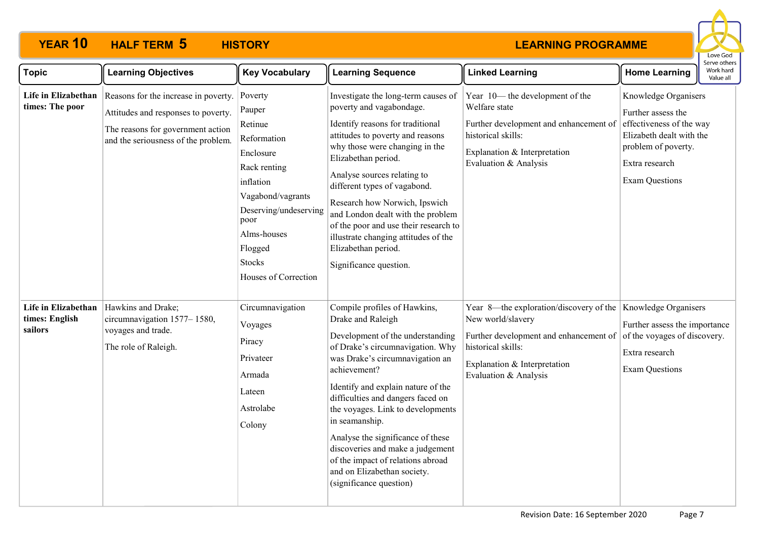**YEAR 10 HALF TERM 5 HISTORY LEARNING PROGRAMME**

Love God
Serve others
Work hard
Value all

| Topic | Learning Objectives | Key Vocabulary | Learning Sequence | Linked Learning | Home Learning |
|---|---|---|---|---|---|
| **Life in Elizabethan times: The poor** | Reasons for the increase in poverty.<br><br>Attitudes and responses to poverty.<br><br>The reasons for government action and the seriousness of the problem. | Poverty<br>Pauper<br>Retinue<br>Reformation<br>Enclosure<br>Rack renting<br>inflation<br>Vagabond/vagrants<br>Deserving/undeserving poor<br>Alms-houses<br>Flogged<br>Stocks<br>Houses of Correction | Investigate the long-term causes of poverty and vagabondage.<br><br>Identify reasons for traditional attitudes to poverty and reasons why those were changing in the Elizabethan period.<br><br>Analyse sources relating to different types of vagabond.<br><br>Research how Norwich, Ipswich and London dealt with the problem of the poor and use their research to illustrate changing attitudes of the Elizabethan period.<br><br>Significance question. | Year 10— the development of the Welfare state<br><br>Further development and enhancement of historical skills:<br><br>Explanation & Interpretation<br>Evaluation & Analysis | Knowledge Organisers<br><br>Further assess the effectiveness of the way Elizabeth dealt with the problem of poverty.<br><br>Extra research<br><br>Exam Questions |
| **Life in Elizabethan times: English sailors** | Hawkins and Drake; circumnavigation 1577– 1580, voyages and trade.<br><br>The role of Raleigh. | Circumnavigation<br>Voyages<br>Piracy<br>Privateer<br>Armada<br>Lateen<br>Astrolabe<br>Colony | Compile profiles of Hawkins, Drake and Raleigh<br><br>Development of the understanding of Drake's circumnavigation. Why was Drake's circumnavigation an achievement?<br><br>Identify and explain nature of the difficulties and dangers faced on the voyages. Link to developments in seamanship.<br><br>Analyse the significance of these discoveries and make a judgement of the impact of relations abroad and on Elizabethan society. (significance question) | Year 8—the exploration/discovery of the New world/slavery<br><br>Further development and enhancement of historical skills:<br><br>Explanation & Interpretation<br>Evaluation & Analysis | Knowledge Organisers<br><br>Further assess the importance of the voyages of discovery.<br><br>Extra research<br><br>Exam Questions |

Revision Date: 16 September 2020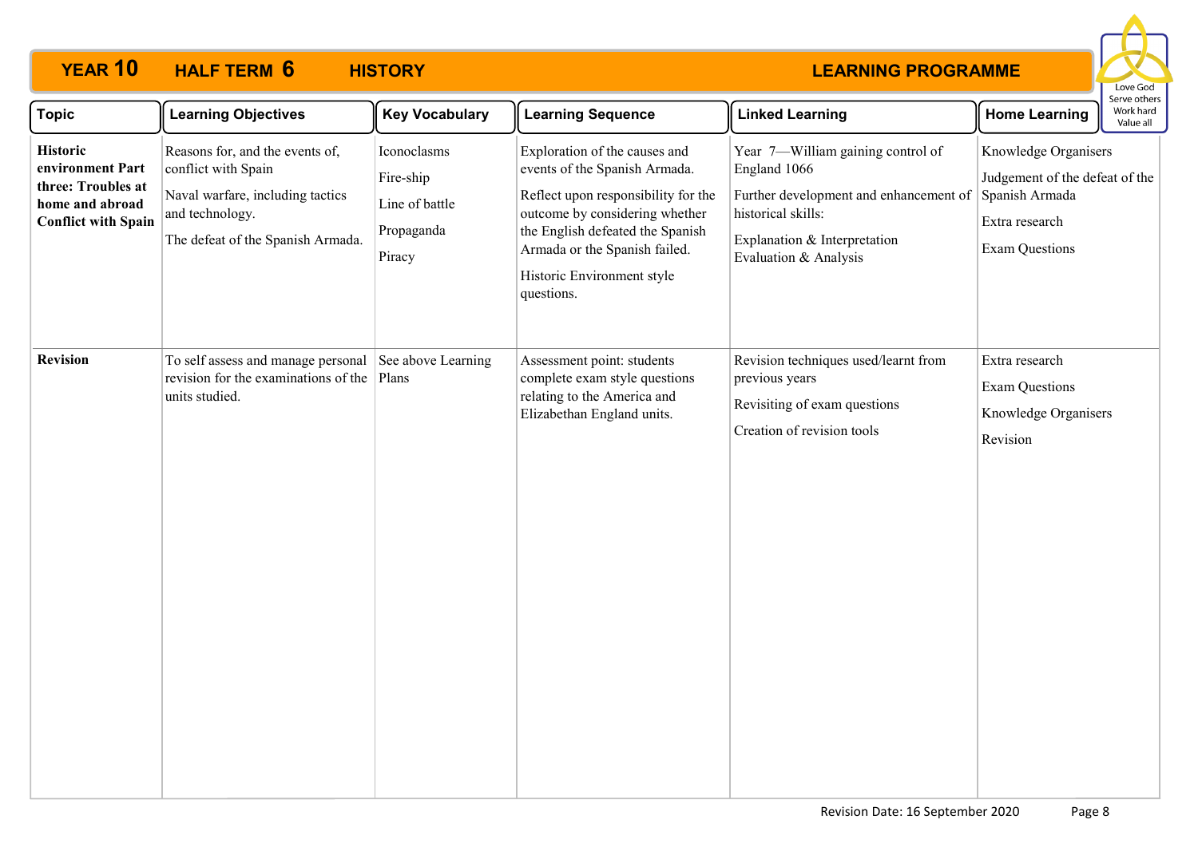# YEAR 10 HALF TERM 6 HISTORY LEARNING PROGRAMME

Love God
Serve others
Work hard
Value all

| Topic | Learning Objectives | Key Vocabulary | Learning Sequence | Linked Learning | Home Learning |
|---|---|---|---|---|---|
| **Historic environment Part three: Troubles at home and abroad Conflict with Spain** | Reasons for, and the events of, conflict with Spain<br><br>Naval warfare, including tactics and technology.<br><br>The defeat of the Spanish Armada. | Iconoclasms<br><br>Fire-ship<br><br>Line of battle<br><br>Propaganda<br><br>Piracy | Exploration of the causes and events of the Spanish Armada.<br><br>Reflect upon responsibility for the outcome by considering whether the English defeated the Spanish Armada or the Spanish failed.<br><br>Historic Environment style questions. | Year 7—William gaining control of England 1066<br><br>Further development and enhancement of historical skills:<br><br>Explanation & Interpretation Evaluation & Analysis | Knowledge Organisers<br><br>Judgement of the defeat of the Spanish Armada<br><br>Extra research<br><br>Exam Questions |
| **Revision** | To self assess and manage personal revision for the examinations of the units studied. | See above Learning Plans | Assessment point: students complete exam style questions relating to the America and Elizabethan England units. | Revision techniques used/learnt from previous years<br><br>Revisiting of exam questions<br><br>Creation of revision tools | Extra research<br><br>Exam Questions<br><br>Knowledge Organisers<br><br>Revision |

Revision Date: 16 September 2020